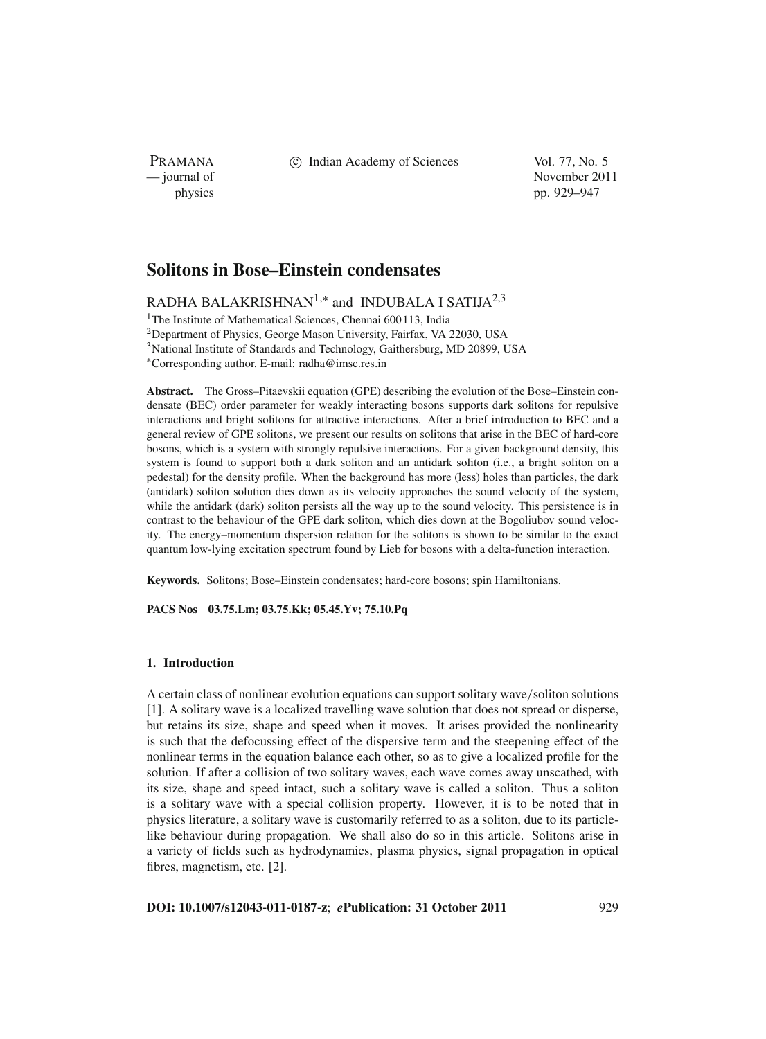# Solitons in Bose–Einstein condensates

RADHA BALAKRISHNAN[1,*] and INDUBALA I SATIJA[2,3]

[1]The Institute of Mathematical Sciences, Chennai 600113, India
[2]Department of Physics, George Mason University, Fairfax, VA 22030, USA
[3]National Institute of Standards and Technology, Gaithersburg, MD 20899, USA
[*]Corresponding author. E-mail: radha@imsc.res.in

**Abstract.** The Gross–Pitaevskii equation (GPE) describing the evolution of the Bose–Einstein condensate (BEC) order parameter for weakly interacting bosons supports dark solitons for repulsive interactions and bright solitons for attractive interactions. After a brief introduction to BEC and a general review of GPE solitons, we present our results on solitons that arise in the BEC of hard-core bosons, which is a system with strongly repulsive interactions. For a given background density, this system is found to support both a dark soliton and an antidark soliton (i.e., a bright soliton on a pedestal) for the density profile. When the background has more (less) holes than particles, the dark (antidark) soliton solution dies down as its velocity approaches the sound velocity of the system, while the antidark (dark) soliton persists all the way up to the sound velocity. This persistence is in contrast to the behaviour of the GPE dark soliton, which dies down at the Bogoliubov sound velocity. The energy–momentum dispersion relation for the solitons is shown to be similar to the exact quantum low-lying excitation spectrum found by Lieb for bosons with a delta-function interaction.

**Keywords.** Solitons; Bose–Einstein condensates; hard-core bosons; spin Hamiltonians.

**PACS Nos** 03.75.Lm; 03.75.Kk; 05.45.Yv; 75.10.Pq

## 1. Introduction

A certain class of nonlinear evolution equations can support solitary wave/soliton solutions [1]. A solitary wave is a localized travelling wave solution that does not spread or disperse, but retains its size, shape and speed when it moves. It arises provided the nonlinearity is such that the defocussing effect of the dispersive term and the steepening effect of the nonlinear terms in the equation balance each other, so as to give a localized profile for the solution. If after a collision of two solitary waves, each wave comes away unscathed, with its size, shape and speed intact, such a solitary wave is called a soliton. Thus a soliton is a solitary wave with a special collision property. However, it is to be noted that in physics literature, a solitary wave is customarily referred to as a soliton, due to its particle-like behaviour during propagation. We shall also do so in this article. Solitons arise in a variety of fields such as hydrodynamics, plasma physics, signal propagation in optical fibres, magnetism, etc. [2].

**DOI: 10.1007/s12043-011-0187-z**; ***e*Publication: 31 October 2011**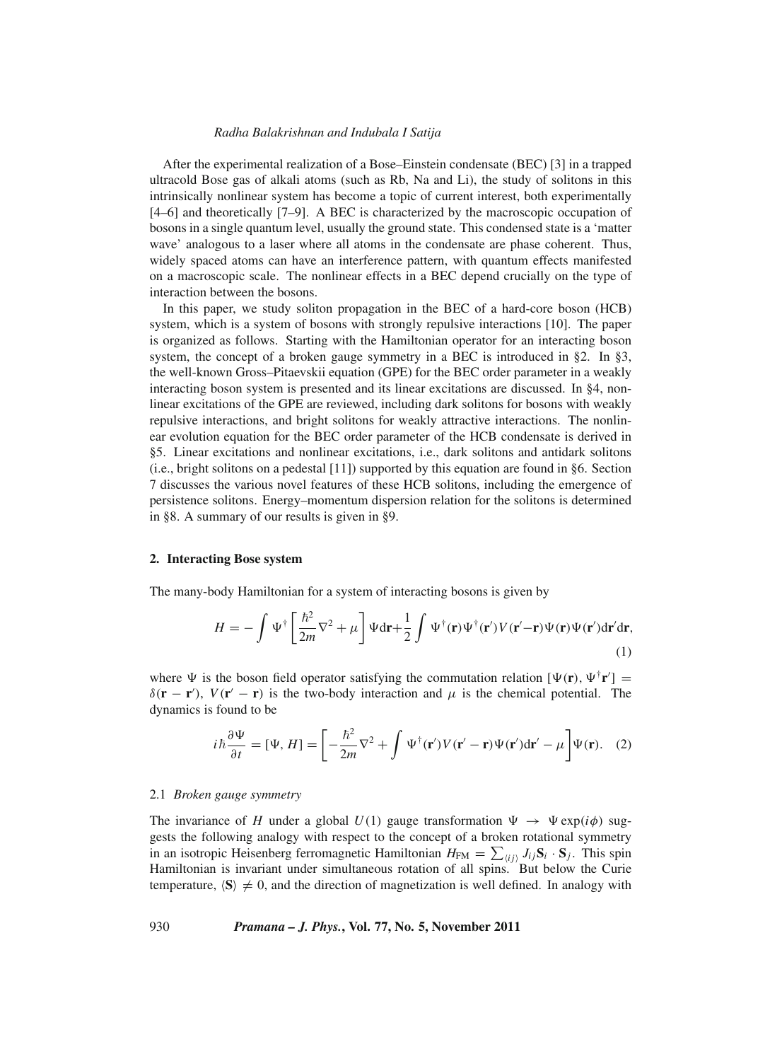After the experimental realization of a Bose–Einstein condensate (BEC) [3] in a trapped ultracold Bose gas of alkali atoms (such as Rb, Na and Li), the study of solitons in this intrinsically nonlinear system has become a topic of current interest, both experimentally [4–6] and theoretically [7–9]. A BEC is characterized by the macroscopic occupation of bosons in a single quantum level, usually the ground state. This condensed state is a 'matter wave' analogous to a laser where all atoms in the condensate are phase coherent. Thus, widely spaced atoms can have an interference pattern, with quantum effects manifested on a macroscopic scale. The nonlinear effects in a BEC depend crucially on the type of interaction between the bosons.

In this paper, we study soliton propagation in the BEC of a hard-core boson (HCB) system, which is a system of bosons with strongly repulsive interactions [10]. The paper is organized as follows. Starting with the Hamiltonian operator for an interacting boson system, the concept of a broken gauge symmetry in a BEC is introduced in §2. In §3, the well-known Gross–Pitaevskii equation (GPE) for the BEC order parameter in a weakly interacting boson system is presented and its linear excitations are discussed. In §4, nonlinear excitations of the GPE are reviewed, including dark solitons for bosons with weakly repulsive interactions, and bright solitons for weakly attractive interactions. The nonlinear evolution equation for the BEC order parameter of the HCB condensate is derived in §5. Linear excitations and nonlinear excitations, i.e., dark solitons and antidark solitons (i.e., bright solitons on a pedestal [11]) supported by this equation are found in §6. Section 7 discusses the various novel features of these HCB solitons, including the emergence of persistence solitons. Energy–momentum dispersion relation for the solitons is determined in §8. A summary of our results is given in §9.

## 2. Interacting Bose system

The many-body Hamiltonian for a system of interacting bosons is given by

$$H = -\int \Psi^{\dagger}\left[\frac{\hbar^2}{2m}\nabla^2 + \mu\right]\Psi \mathrm{d}\mathbf{r} + \frac{1}{2}\int \Psi^{\dagger}(\mathbf{r})\Psi^{\dagger}(\mathbf{r}')V(\mathbf{r}'-\mathbf{r})\Psi(\mathbf{r})\Psi(\mathbf{r}')\mathrm{d}\mathbf{r}'\mathrm{d}\mathbf{r}, \tag{1}$$

where $\Psi$ is the boson field operator satisfying the commutation relation $[\Psi(\mathbf{r}), \Psi^{\dagger}\mathbf{r}'] = \delta(\mathbf{r} - \mathbf{r}')$, $V(\mathbf{r}' - \mathbf{r})$ is the two-body interaction and $\mu$ is the chemical potential. The dynamics is found to be

$$i\hbar\frac{\partial \Psi}{\partial t} = [\Psi, H] = \left[-\frac{\hbar^2}{2m}\nabla^2 + \int \Psi^{\dagger}(\mathbf{r}')V(\mathbf{r}' - \mathbf{r})\Psi(\mathbf{r}')\mathrm{d}\mathbf{r}' - \mu\right]\Psi(\mathbf{r}). \tag{2}$$

### 2.1 *Broken gauge symmetry*

The invariance of $H$ under a global $U(1)$ gauge transformation $\Psi \rightarrow \Psi \exp(i\phi)$ suggests the following analogy with respect to the concept of a broken rotational symmetry in an isotropic Heisenberg ferromagnetic Hamiltonian $H_{\mathrm{FM}} = \sum_{\langle ij \rangle} J_{ij}\mathbf{S}_i \cdot \mathbf{S}_j$. This spin Hamiltonian is invariant under simultaneous rotation of all spins. But below the Curie temperature, $\langle \mathbf{S} \rangle \neq 0$, and the direction of magnetization is well defined. In analogy with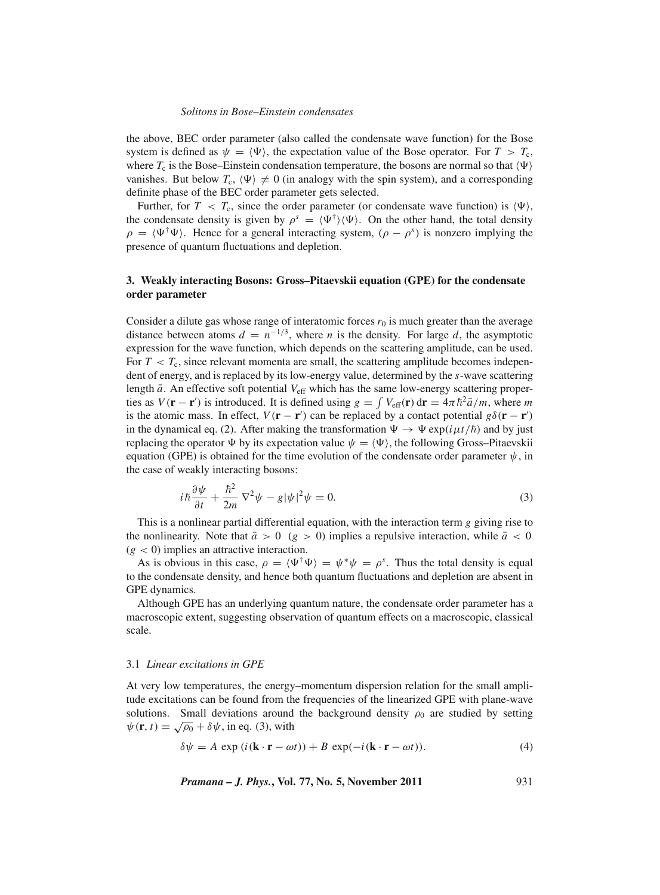the above, BEC order parameter (also called the condensate wave function) for the Bose system is defined as $\psi = \langle \Psi \rangle$, the expectation value of the Bose operator. For $T > T_c$, where $T_c$ is the Bose–Einstein condensation temperature, the bosons are normal so that $\langle \Psi \rangle$ vanishes. But below $T_c$, $\langle \Psi \rangle \neq 0$ (in analogy with the spin system), and a corresponding definite phase of the BEC order parameter gets selected.

Further, for $T < T_c$, since the order parameter (or condensate wave function) is $\langle \Psi \rangle$, the condensate density is given by $\rho^s = \langle \Psi^\dagger \rangle \langle \Psi \rangle$. On the other hand, the total density $\rho = \langle \Psi^\dagger \Psi \rangle$. Hence for a general interacting system, $(\rho - \rho^s)$ is nonzero implying the presence of quantum fluctuations and depletion.

## 3. Weakly interacting Bosons: Gross–Pitaevskii equation (GPE) for the condensate order parameter

Consider a dilute gas whose range of interatomic forces $r_0$ is much greater than the average distance between atoms $d = n^{-1/3}$, where $n$ is the density. For large $d$, the asymptotic expression for the wave function, which depends on the scattering amplitude, can be used. For $T < T_c$, since relevant momenta are small, the scattering amplitude becomes independent of energy, and is replaced by its low-energy value, determined by the $s$-wave scattering length $\bar{a}$. An effective soft potential $V_{\text{eff}}$ which has the same low-energy scattering properties as $V(\mathbf{r} - \mathbf{r}')$ is introduced. It is defined using $g = \int V_{\text{eff}}(\mathbf{r})\,\mathrm{d}\mathbf{r} = 4\pi\hbar^2\bar{a}/m$, where $m$ is the atomic mass. In effect, $V(\mathbf{r} - \mathbf{r}')$ can be replaced by a contact potential $g\delta(\mathbf{r} - \mathbf{r}')$ in the dynamical eq. (2). After making the transformation $\Psi \rightarrow \Psi \exp(i\mu t/\hbar)$ and by just replacing the operator $\Psi$ by its expectation value $\psi = \langle \Psi \rangle$, the following Gross–Pitaevskii equation (GPE) is obtained for the time evolution of the condensate order parameter $\psi$, in the case of weakly interacting bosons:

$$i\hbar \frac{\partial \psi}{\partial t} + \frac{\hbar^2}{2m}\,\nabla^2\psi - g|\psi|^2\psi = 0. \tag{3}$$

This is a nonlinear partial differential equation, with the interaction term $g$ giving rise to the nonlinearity. Note that $\bar{a} > 0$ $(g > 0)$ implies a repulsive interaction, while $\bar{a} < 0$ $(g < 0)$ implies an attractive interaction.

As is obvious in this case, $\rho = \langle \Psi^\dagger \Psi \rangle = \psi^* \psi = \rho^s$. Thus the total density is equal to the condensate density, and hence both quantum fluctuations and depletion are absent in GPE dynamics.

Although GPE has an underlying quantum nature, the condensate order parameter has a macroscopic extent, suggesting observation of quantum effects on a macroscopic, classical scale.

### 3.1 *Linear excitations in GPE*

At very low temperatures, the energy–momentum dispersion relation for the small amplitude excitations can be found from the frequencies of the linearized GPE with plane-wave solutions. Small deviations around the background density $\rho_0$ are studied by setting $\psi(\mathbf{r}, t) = \sqrt{\rho_0} + \delta\psi$, in eq. (3), with

$$\delta\psi = A\,\exp\left(i(\mathbf{k}\cdot\mathbf{r} - \omega t)\right) + B\,\exp(-i(\mathbf{k}\cdot\mathbf{r} - \omega t)). \tag{4}$$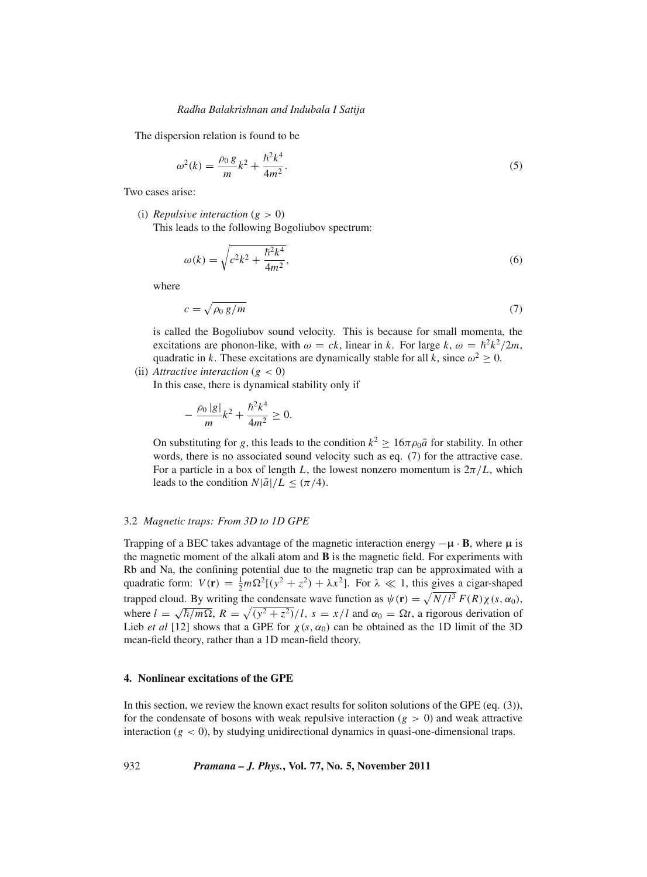The dispersion relation is found to be

$$\omega^2(k) = \frac{\rho_0\, g}{m} k^2 + \frac{\hbar^2 k^4}{4m^2}. \tag{5}$$

Two cases arise:

(i) *Repulsive interaction* ($g > 0$)
This leads to the following Bogoliubov spectrum:

$$\omega(k) = \sqrt{c^2 k^2 + \frac{\hbar^2 k^4}{4m^2}}, \tag{6}$$

where

$$c = \sqrt{\rho_0\, g/m} \tag{7}$$

is called the Bogoliubov sound velocity. This is because for small momenta, the excitations are phonon-like, with $\omega = ck$, linear in $k$. For large $k$, $\omega = \hbar^2 k^2/2m$, quadratic in $k$. These excitations are dynamically stable for all $k$, since $\omega^2 \geq 0$.

(ii) *Attractive interaction* ($g < 0$)
In this case, there is dynamical stability only if

$$-\frac{\rho_0\, |g|}{m} k^2 + \frac{\hbar^2 k^4}{4m^2} \geq 0.$$

On substituting for $g$, this leads to the condition $k^2 \geq 16\pi\rho_0\bar{a}$ for stability. In other words, there is no associated sound velocity such as eq. (7) for the attractive case. For a particle in a box of length $L$, the lowest nonzero momentum is $2\pi/L$, which leads to the condition $N|\bar{a}|/L \leq (\pi/4)$.

### 3.2 *Magnetic traps: From 3D to 1D GPE*

Trapping of a BEC takes advantage of the magnetic interaction energy $-\boldsymbol{\mu}\cdot\mathbf{B}$, where $\boldsymbol{\mu}$ is the magnetic moment of the alkali atom and $\mathbf{B}$ is the magnetic field. For experiments with Rb and Na, the confining potential due to the magnetic trap can be approximated with a quadratic form: $V(\mathbf{r}) = \frac{1}{2}m\Omega^2[(y^2+z^2)+\lambda x^2]$. For $\lambda \ll 1$, this gives a cigar-shaped trapped cloud. By writing the condensate wave function as $\psi(\mathbf{r}) = \sqrt{N/l^3}\,F(R)\chi(s,\alpha_0)$, where $l = \sqrt{\hbar/m\Omega}$, $R = \sqrt{(y^2+z^2)}/l$, $s = x/l$ and $\alpha_0 = \Omega t$, a rigorous derivation of Lieb *et al* [12] shows that a GPE for $\chi(s,\alpha_0)$ can be obtained as the 1D limit of the 3D mean-field theory, rather than a 1D mean-field theory.

## 4. Nonlinear excitations of the GPE

In this section, we review the known exact results for soliton solutions of the GPE (eq. (3)), for the condensate of bosons with weak repulsive interaction ($g > 0$) and weak attractive interaction ($g < 0$), by studying unidirectional dynamics in quasi-one-dimensional traps.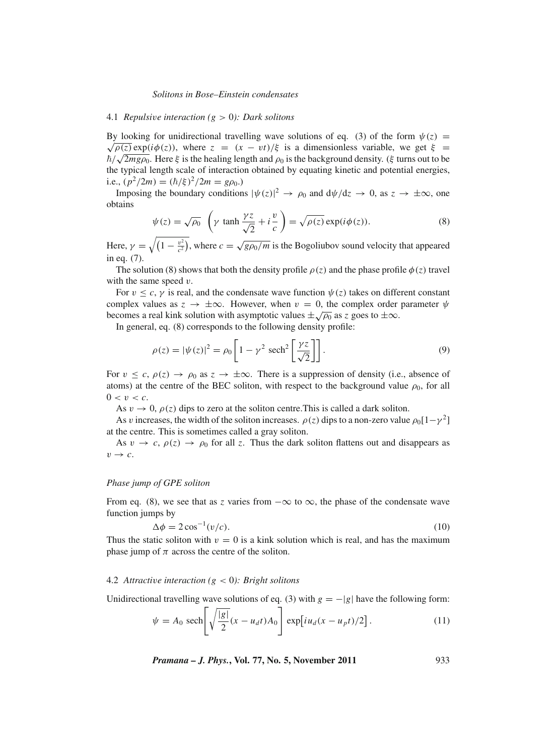### 4.1 *Repulsive interaction ($g > 0$): Dark solitons*

By looking for unidirectional travelling wave solutions of eq. (3) of the form $\psi(z) = \sqrt{\rho(z)}\exp(i\phi(z))$, where $z = (x - vt)/\xi$ is a dimensionless variable, we get $\xi = \hbar/\sqrt{2mg\rho_0}$. Here $\xi$ is the healing length and $\rho_0$ is the background density. ($\xi$ turns out to be the typical length scale of interaction obtained by equating kinetic and potential energies, i.e., $(p^2/2m) = (\hbar/\xi)^2/2m = g\rho_0$.)

Imposing the boundary conditions $|\psi(z)|^2 \to \rho_0$ and $\mathrm{d}\psi/\mathrm{d}z \to 0$, as $z \to \pm\infty$, one obtains

$$\psi(z) = \sqrt{\rho_0}\,\left(\gamma\,\tanh\frac{\gamma z}{\sqrt{2}} + i\frac{v}{c}\right) = \sqrt{\rho(z)}\exp(i\phi(z)). \tag{8}$$

Here, $\gamma = \sqrt{\left(1 - \frac{v^2}{c^2}\right)}$, where $c = \sqrt{g\rho_0/m}$ is the Bogoliubov sound velocity that appeared in eq. (7).

The solution (8) shows that both the density profile $\rho(z)$ and the phase profile $\phi(z)$ travel with the same speed $v$.

For $v \leq c$, $\gamma$ is real, and the condensate wave function $\psi(z)$ takes on different constant complex values as $z \to \pm\infty$. However, when $v = 0$, the complex order parameter $\psi$ becomes a real kink solution with asymptotic values $\pm\sqrt{\rho_0}$ as $z$ goes to $\pm\infty$.

In general, eq. (8) corresponds to the following density profile:

$$\rho(z) = |\psi(z)|^2 = \rho_0\left[1 - \gamma^2\,\mathrm{sech}^2\left[\frac{\gamma z}{\sqrt{2}}\right]\right]. \tag{9}$$

For $v \leq c$, $\rho(z) \to \rho_0$ as $z \to \pm\infty$. There is a suppression of density (i.e., absence of atoms) at the centre of the BEC soliton, with respect to the background value $\rho_0$, for all $0 < v < c$.

As $v \to 0$, $\rho(z)$ dips to zero at the soliton centre.This is called a dark soliton.

As $v$ increases, the width of the soliton increases. $\rho(z)$ dips to a non-zero value $\rho_0[1-\gamma^2]$ at the centre. This is sometimes called a gray soliton.

As $v \to c$, $\rho(z) \to \rho_0$ for all $z$. Thus the dark soliton flattens out and disappears as $v \to c$.

#### *Phase jump of GPE soliton*

From eq. (8), we see that as $z$ varies from $-\infty$ to $\infty$, the phase of the condensate wave function jumps by

$$\Delta\phi = 2\cos^{-1}(v/c). \tag{10}$$

Thus the static soliton with $v = 0$ is a kink solution which is real, and has the maximum phase jump of $\pi$ across the centre of the soliton.

### 4.2 *Attractive interaction ($g < 0$): Bright solitons*

Unidirectional travelling wave solutions of eq. (3) with $g = -|g|$ have the following form:

$$\psi = A_0\,\mathrm{sech}\left[\sqrt{\frac{|g|}{2}}(x - u_d t)A_0\right]\,\exp\left[iu_d(x - u_p t)/2\right]. \tag{11}$$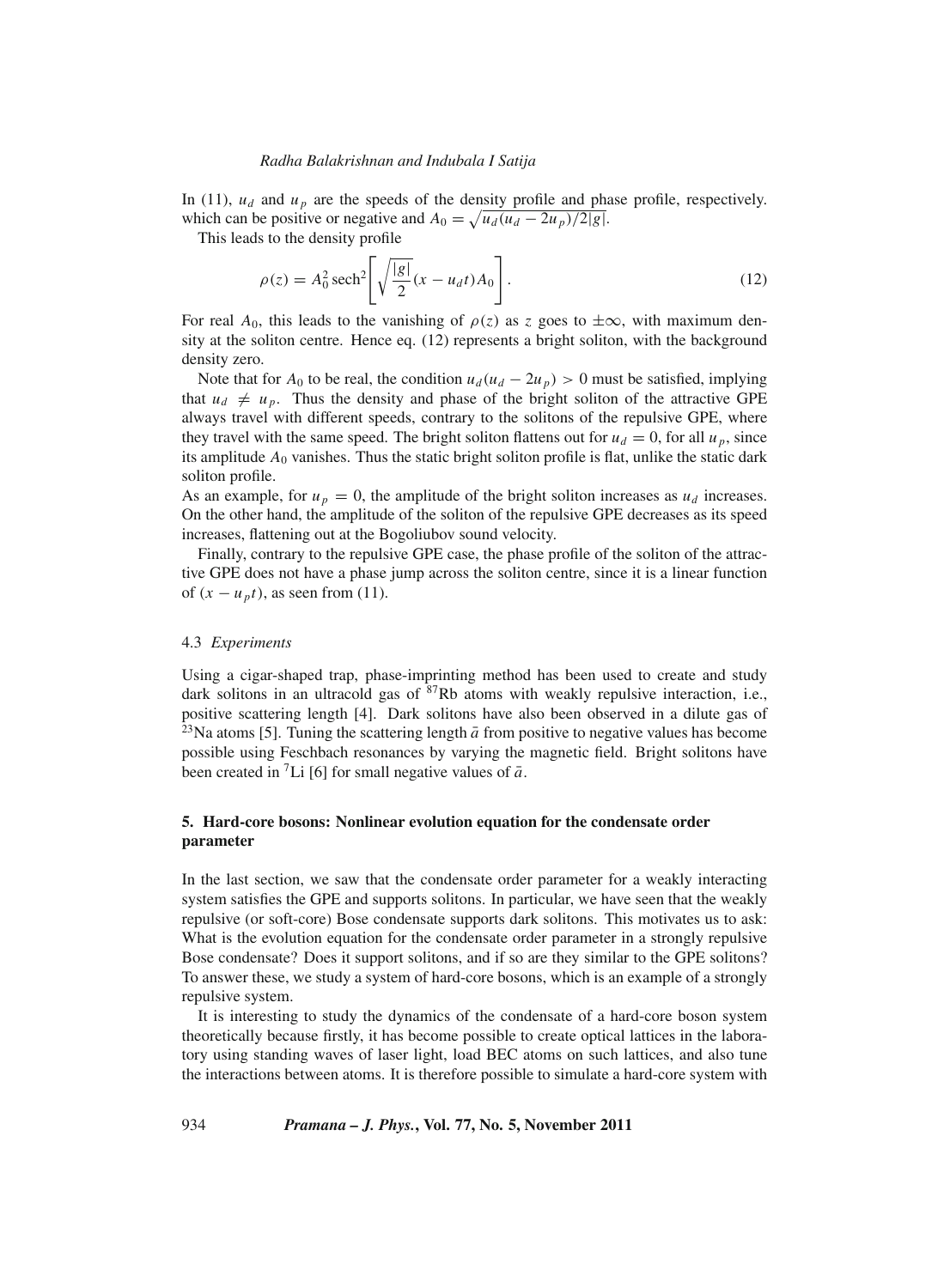In (11), $u_d$ and $u_p$ are the speeds of the density profile and phase profile, respectively. which can be positive or negative and $A_0 = \sqrt{u_d(u_d - 2u_p)/2|g|}$.

This leads to the density profile

$$\rho(z) = A_0^2 \,\mathrm{sech}^2\left[\sqrt{\frac{|g|}{2}}(x - u_d t)A_0\right]. \tag{12}$$

For real $A_0$, this leads to the vanishing of $\rho(z)$ as $z$ goes to $\pm\infty$, with maximum density at the soliton centre. Hence eq. (12) represents a bright soliton, with the background density zero.

Note that for $A_0$ to be real, the condition $u_d(u_d - 2u_p) > 0$ must be satisfied, implying that $u_d \neq u_p$. Thus the density and phase of the bright soliton of the attractive GPE always travel with different speeds, contrary to the solitons of the repulsive GPE, where they travel with the same speed. The bright soliton flattens out for $u_d = 0$, for all $u_p$, since its amplitude $A_0$ vanishes. Thus the static bright soliton profile is flat, unlike the static dark soliton profile.

As an example, for $u_p = 0$, the amplitude of the bright soliton increases as $u_d$ increases. On the other hand, the amplitude of the soliton of the repulsive GPE decreases as its speed increases, flattening out at the Bogoliubov sound velocity.

Finally, contrary to the repulsive GPE case, the phase profile of the soliton of the attractive GPE does not have a phase jump across the soliton centre, since it is a linear function of $(x - u_p t)$, as seen from (11).

### 4.3 *Experiments*

Using a cigar-shaped trap, phase-imprinting method has been used to create and study dark solitons in an ultracold gas of $^{87}$Rb atoms with weakly repulsive interaction, i.e., positive scattering length [4]. Dark solitons have also been observed in a dilute gas of $^{23}$Na atoms [5]. Tuning the scattering length $\bar{a}$ from positive to negative values has become possible using Feschbach resonances by varying the magnetic field. Bright solitons have been created in $^7$Li [6] for small negative values of $\bar{a}$.

## 5. Hard-core bosons: Nonlinear evolution equation for the condensate order parameter

In the last section, we saw that the condensate order parameter for a weakly interacting system satisfies the GPE and supports solitons. In particular, we have seen that the weakly repulsive (or soft-core) Bose condensate supports dark solitons. This motivates us to ask: What is the evolution equation for the condensate order parameter in a strongly repulsive Bose condensate? Does it support solitons, and if so are they similar to the GPE solitons? To answer these, we study a system of hard-core bosons, which is an example of a strongly repulsive system.

It is interesting to study the dynamics of the condensate of a hard-core boson system theoretically because firstly, it has become possible to create optical lattices in the laboratory using standing waves of laser light, load BEC atoms on such lattices, and also tune the interactions between atoms. It is therefore possible to simulate a hard-core system with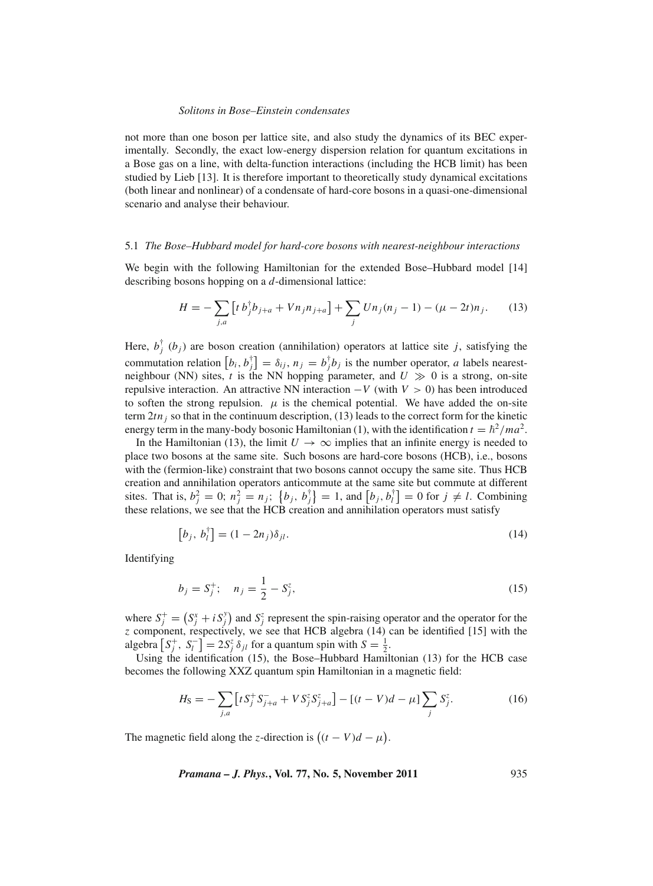not more than one boson per lattice site, and also study the dynamics of its BEC experimentally. Secondly, the exact low-energy dispersion relation for quantum excitations in a Bose gas on a line, with delta-function interactions (including the HCB limit) has been studied by Lieb [13]. It is therefore important to theoretically study dynamical excitations (both linear and nonlinear) of a condensate of hard-core bosons in a quasi-one-dimensional scenario and analyse their behaviour.

### 5.1 *The Bose–Hubbard model for hard-core bosons with nearest-neighbour interactions*

We begin with the following Hamiltonian for the extended Bose–Hubbard model [14] describing bosons hopping on a $d$-dimensional lattice:

$$H = -\sum_{j,a} \left[ t\, b_j^{\dagger} b_{j+a} + V n_j n_{j+a} \right] + \sum_j U n_j (n_j - 1) - (\mu - 2t) n_j. \qquad (13)$$

Here, $b_j^{\dagger}$ ($b_j$) are boson creation (annihilation) operators at lattice site $j$, satisfying the commutation relation $\left[b_i, b_j^{\dagger}\right] = \delta_{ij}$, $n_j = b_j^{\dagger} b_j$ is the number operator, $a$ labels nearest-neighbour (NN) sites, $t$ is the NN hopping parameter, and $U \gg 0$ is a strong, on-site repulsive interaction. An attractive NN interaction $-V$ (with $V > 0$) has been introduced to soften the strong repulsion. $\mu$ is the chemical potential. We have added the on-site term $2tn_j$ so that in the continuum description, (13) leads to the correct form for the kinetic energy term in the many-body bosonic Hamiltonian (1), with the identification $t = \hbar^2/ma^2$.

In the Hamiltonian (13), the limit $U \to \infty$ implies that an infinite energy is needed to place two bosons at the same site. Such bosons are hard-core bosons (HCB), i.e., bosons with the (fermion-like) constraint that two bosons cannot occupy the same site. Thus HCB creation and annihilation operators anticommute at the same site but commute at different sites. That is, $b_j^2 = 0$; $n_j^2 = n_j$; $\left\{b_j, b_j^{\dagger}\right\} = 1$, and $\left[b_j, b_l^{\dagger}\right] = 0$ for $j \neq l$. Combining these relations, we see that the HCB creation and annihilation operators must satisfy

$$\left[b_j, b_l^{\dagger}\right] = (1 - 2n_j)\delta_{jl}. \qquad (14)$$

Identifying

$$b_j = S_j^{+}; \quad n_j = \frac{1}{2} - S_j^z, \qquad (15)$$

where $S_j^{+} = \left(S_j^x + i S_j^y\right)$ and $S_j^z$ represent the spin-raising operator and the operator for the $z$ component, respectively, we see that HCB algebra (14) can be identified [15] with the algebra $\left[S_j^{+}, S_l^{-}\right] = 2S_j^z \delta_{jl}$ for a quantum spin with $S = \frac{1}{2}$.

Using the identification (15), the Bose–Hubbard Hamiltonian (13) for the HCB case becomes the following XXZ quantum spin Hamiltonian in a magnetic field:

$$H_{\mathrm{S}} = -\sum_{j,a} \left[ t S_j^{+} S_{j+a}^{-} + V S_j^z S_{j+a}^z \right] - \left[(t - V)d - \mu\right] \sum_j S_j^z. \qquad (16)$$

The magnetic field along the $z$-direction is $\left((t - V)d - \mu\right)$.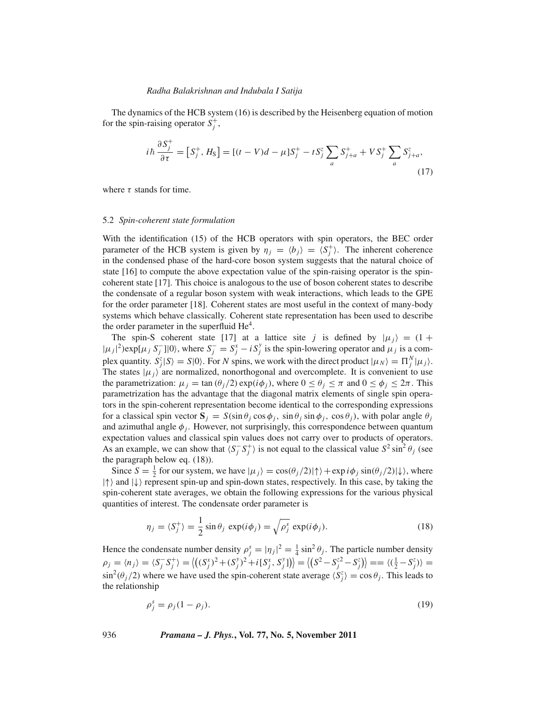The dynamics of the HCB system (16) is described by the Heisenberg equation of motion for the spin-raising operator $S_j^+$,

$$i\hbar \frac{\partial S_j^+}{\partial \tau} = \left[S_j^+, H_{\rm S}\right] = [(t-V)d - \mu]S_j^+ - tS_j^z \sum_a S_{j+a}^+ + VS_j^+ \sum_a S_{j+a}^z, \tag{17}$$

where $\tau$ stands for time.

### 5.2 *Spin-coherent state formulation*

With the identification (15) of the HCB operators with spin operators, the BEC order parameter of the HCB system is given by $\eta_j = \langle b_j \rangle = \langle S_j^+ \rangle$. The inherent coherence in the condensed phase of the hard-core boson system suggests that the natural choice of state [16] to compute the above expectation value of the spin-raising operator is the spin-coherent state [17]. This choice is analogous to the use of boson coherent states to describe the condensate of a regular boson system with weak interactions, which leads to the GPE for the order parameter [18]. Coherent states are most useful in the context of many-body systems which behave classically. Coherent state representation has been used to describe the order parameter in the superfluid $He^4$.

The spin-S coherent state [17] at a lattice site $j$ is defined by $|\mu_j\rangle = (1 + |\mu_j|^2)\exp[\mu_j S_j^-]|0\rangle$, where $S_j^- = S_j^x - iS_j^y$ is the spin-lowering operator and $\mu_j$ is a complex quantity. $S_j^z|S\rangle = S|0\rangle$. For $N$ spins, we work with the direct product $|\mu_N\rangle = \Pi_j^N|\mu_j\rangle$. The states $|\mu_j\rangle$ are normalized, nonorthogonal and overcomplete. It is convenient to use the parametrization: $\mu_j = \tan(\theta_j/2)\exp(i\phi_j)$, where $0 \le \theta_j \le \pi$ and $0 \le \phi_j \le 2\pi$. This parametrization has the advantage that the diagonal matrix elements of single spin operators in the spin-coherent representation become identical to the corresponding expressions for a classical spin vector $\mathbf{S}_j = S(\sin\theta_j \cos\phi_j,\ \sin\theta_j \sin\phi_j,\ \cos\theta_j)$, with polar angle $\theta_j$ and azimuthal angle $\phi_j$. However, not surprisingly, this correspondence between quantum expectation values and classical spin values does not carry over to products of operators. As an example, we can show that $\langle S_j^- S_j^+\rangle$ is not equal to the classical value $S^2 \sin^2\theta_j$ (see the paragraph below eq. (18)).

Since $S = \frac{1}{2}$ for our system, we have $|\mu_j\rangle = \cos(\theta_j/2)|\uparrow\rangle + \exp i\phi_j \sin(\theta_j/2)|\downarrow\rangle$, where $|\uparrow\rangle$ and $|\downarrow\rangle$ represent spin-up and spin-down states, respectively. In this case, by taking the spin-coherent state averages, we obtain the following expressions for the various physical quantities of interest. The condensate order parameter is

$$\eta_j = \langle S_j^+\rangle = \frac{1}{2}\sin\theta_j\ \exp(i\phi_j) = \sqrt{\rho_j^s}\ \exp(i\phi_j). \tag{18}$$

Hence the condensate number density $\rho_j^s = |\eta_j|^2 = \frac{1}{4}\sin^2\theta_j$. The particle number density $\rho_j = \langle n_j\rangle = \langle S_j^- S_j^+\rangle = \left\langle\left((S_j^x)^2 + (S_j^y)^2 + i[S_j^x, S_j^y]\right)\right\rangle = \left\langle\left(S^2 - S_j^{z2} - S_j^z\right)\right\rangle == \langle(\frac{1}{2} - S_j^z)\rangle = \sin^2(\theta_j/2)$ where we have used the spin-coherent state average $\langle S_j^z\rangle = \cos\theta_j$. This leads to the relationship

$$\rho_j^s = \rho_j(1 - \rho_j). \tag{19}$$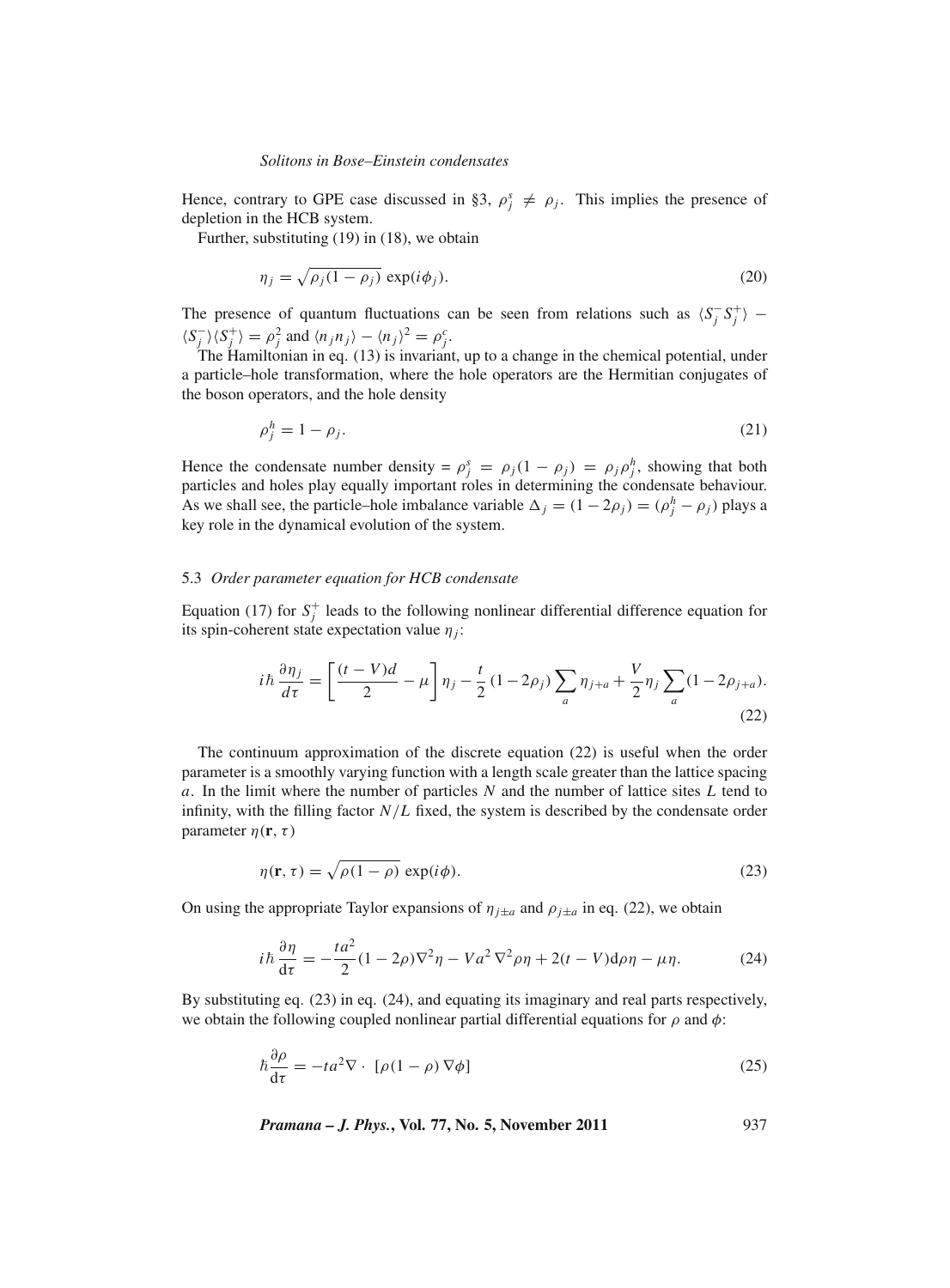Hence, contrary to GPE case discussed in §3, $\rho_j^s \neq \rho_j$. This implies the presence of depletion in the HCB system.

Further, substituting (19) in (18), we obtain

$$\eta_j = \sqrt{\rho_j(1-\rho_j)}\,\exp(i\phi_j). \tag{20}$$

The presence of quantum fluctuations can be seen from relations such as $\langle S_j^- S_j^+\rangle - \langle S_j^-\rangle\langle S_j^+\rangle = \rho_j^2$ and $\langle n_j n_j\rangle - \langle n_j\rangle^2 = \rho_j^c$.

The Hamiltonian in eq. (13) is invariant, up to a change in the chemical potential, under a particle–hole transformation, where the hole operators are the Hermitian conjugates of the boson operators, and the hole density

$$\rho_j^h = 1 - \rho_j. \tag{21}$$

Hence the condensate number density $= \rho_j^s = \rho_j(1-\rho_j) = \rho_j\rho_j^h$, showing that both particles and holes play equally important roles in determining the condensate behaviour. As we shall see, the particle–hole imbalance variable $\Delta_j = (1-2\rho_j) = (\rho_j^h - \rho_j)$ plays a key role in the dynamical evolution of the system.

### 5.3 *Order parameter equation for HCB condensate*

Equation (17) for $S_j^+$ leads to the following nonlinear differential difference equation for its spin-coherent state expectation value $\eta_j$:

$$i\hbar\frac{\partial\eta_j}{d\tau} = \left[\frac{(t-V)d}{2} - \mu\right]\eta_j - \frac{t}{2}\,(1-2\rho_j)\sum_a \eta_{j+a} + \frac{V}{2}\eta_j\sum_a(1-2\rho_{j+a}). \tag{22}$$

The continuum approximation of the discrete equation (22) is useful when the order parameter is a smoothly varying function with a length scale greater than the lattice spacing $a$. In the limit where the number of particles $N$ and the number of lattice sites $L$ tend to infinity, with the filling factor $N/L$ fixed, the system is described by the condensate order parameter $\eta(\mathbf{r},\tau)$

$$\eta(\mathbf{r},\tau) = \sqrt{\rho(1-\rho)}\,\exp(i\phi). \tag{23}$$

On using the appropriate Taylor expansions of $\eta_{j\pm a}$ and $\rho_{j\pm a}$ in eq. (22), we obtain

$$i\hbar\frac{\partial\eta}{\mathrm{d}\tau} = -\frac{ta^2}{2}(1-2\rho)\nabla^2\eta - Va^2\,\nabla^2\rho\eta + 2(t-V)\mathrm{d}\rho\eta - \mu\eta. \tag{24}$$

By substituting eq. (23) in eq. (24), and equating its imaginary and real parts respectively, we obtain the following coupled nonlinear partial differential equations for $\rho$ and $\phi$:

$$\hbar\frac{\partial\rho}{\mathrm{d}\tau} = -ta^2\nabla\cdot\;[\rho(1-\rho)\,\nabla\phi] \tag{25}$$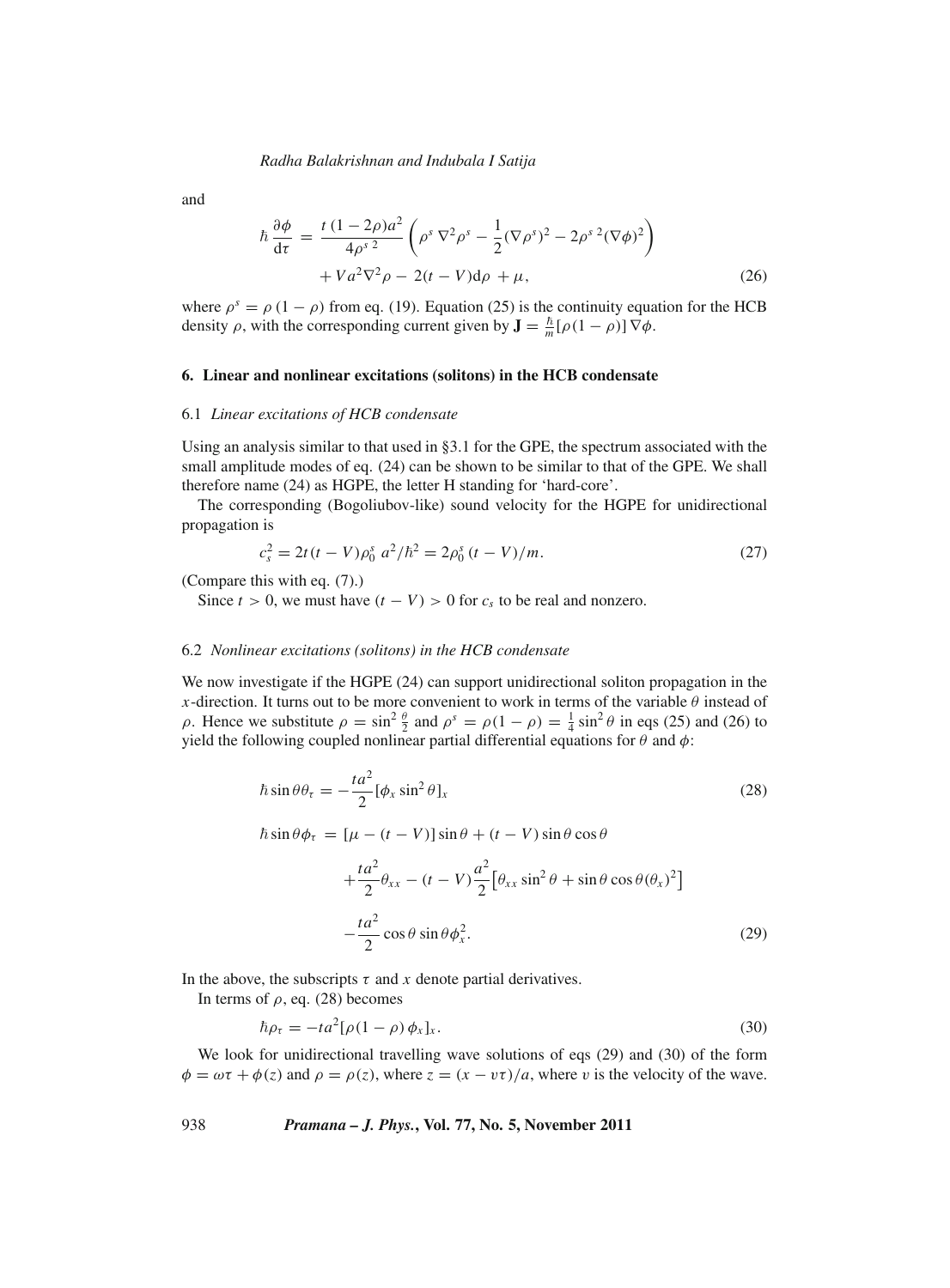and

$$\hbar \frac{\partial \phi}{d\tau} = \frac{t\,(1-2\rho)a^2}{4\rho^{s\,2}} \left( \rho^s \nabla^2 \rho^s - \frac{1}{2}(\nabla \rho^s)^2 - 2\rho^{s\,2}(\nabla \phi)^2 \right) + V a^2 \nabla^2 \rho - 2(t-V)d\rho + \mu, \tag{26}$$

where $\rho^s = \rho\,(1-\rho)$ from eq. (19). Equation (25) is the continuity equation for the HCB density $\rho$, with the corresponding current given by $\mathbf{J} = \frac{\hbar}{m}[\rho(1-\rho)]\,\nabla\phi$.

## 6. Linear and nonlinear excitations (solitons) in the HCB condensate

### 6.1 *Linear excitations of HCB condensate*

Using an analysis similar to that used in §3.1 for the GPE, the spectrum associated with the small amplitude modes of eq. (24) can be shown to be similar to that of the GPE. We shall therefore name (24) as HGPE, the letter H standing for 'hard-core'.

The corresponding (Bogoliubov-like) sound velocity for the HGPE for unidirectional propagation is

$$c_s^2 = 2t(t-V)\rho_0^s\, a^2/\hbar^2 = 2\rho_0^s\,(t-V)/m. \tag{27}$$

(Compare this with eq. (7).)

Since $t > 0$, we must have $(t-V) > 0$ for $c_s$ to be real and nonzero.

### 6.2 *Nonlinear excitations (solitons) in the HCB condensate*

We now investigate if the HGPE (24) can support unidirectional soliton propagation in the $x$-direction. It turns out to be more convenient to work in terms of the variable $\theta$ instead of $\rho$. Hence we substitute $\rho = \sin^2 \frac{\theta}{2}$ and $\rho^s = \rho(1-\rho) = \frac{1}{4}\sin^2\theta$ in eqs (25) and (26) to yield the following coupled nonlinear partial differential equations for $\theta$ and $\phi$:

$$\hbar \sin\theta\theta_\tau = -\frac{ta^2}{2}[\phi_x \sin^2\theta]_x \tag{28}$$

$$\begin{aligned}\hbar \sin\theta\phi_\tau &= [\mu - (t-V)]\sin\theta + (t-V)\sin\theta\cos\theta \\ &\quad + \frac{ta^2}{2}\theta_{xx} - (t-V)\frac{a^2}{2}\left[\theta_{xx}\sin^2\theta + \sin\theta\cos\theta(\theta_x)^2\right] \\ &\quad - \frac{ta^2}{2}\cos\theta\sin\theta\phi_x^2.\end{aligned} \tag{29}$$

In the above, the subscripts $\tau$ and $x$ denote partial derivatives.

In terms of $\rho$, eq. (28) becomes

$$\hbar\rho_\tau = -ta^2[\rho(1-\rho)\,\phi_x]_x. \tag{30}$$

We look for unidirectional travelling wave solutions of eqs (29) and (30) of the form $\phi = \omega\tau + \phi(z)$ and $\rho = \rho(z)$, where $z = (x - v\tau)/a$, where $v$ is the velocity of the wave.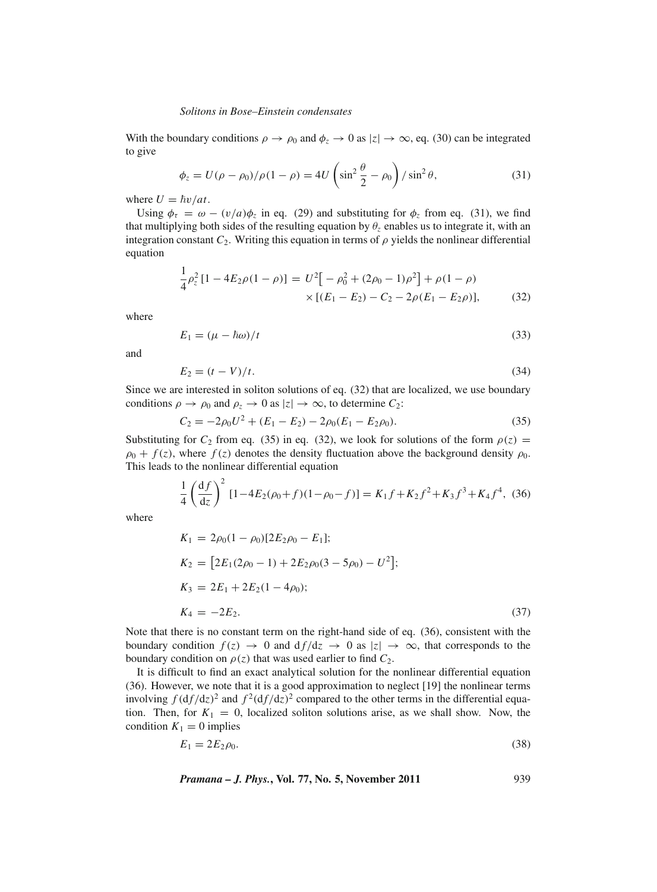With the boundary conditions $\rho \to \rho_0$ and $\phi_z \to 0$ as $|z| \to \infty$, eq. (30) can be integrated to give

$$\phi_z = U(\rho - \rho_0)/\rho(1-\rho) = 4U\left(\sin^2\frac{\theta}{2} - \rho_0\right)/\sin^2\theta, \tag{31}$$

where $U = \hbar v/at$.

Using $\phi_\tau = \omega - (v/a)\phi_z$ in eq. (29) and substituting for $\phi_z$ from eq. (31), we find that multiplying both sides of the resulting equation by $\theta_z$ enables us to integrate it, with an integration constant $C_2$. Writing this equation in terms of $\rho$ yields the nonlinear differential equation

$$\frac{1}{4}\rho_z^2\left[1 - 4E_2\rho(1-\rho)\right] = U^2\left[-\rho_0^2 + (2\rho_0 - 1)\rho^2\right] + \rho(1-\rho) \times \left[(E_1 - E_2) - C_2 - 2\rho(E_1 - E_2\rho)\right], \tag{32}$$

where

$$E_1 = (\mu - \hbar\omega)/t \tag{33}$$

and

$$E_2 = (t - V)/t. \tag{34}$$

Since we are interested in soliton solutions of eq. (32) that are localized, we use boundary conditions $\rho \to \rho_0$ and $\rho_z \to 0$ as $|z| \to \infty$, to determine $C_2$:

$$C_2 = -2\rho_0 U^2 + (E_1 - E_2) - 2\rho_0(E_1 - E_2\rho_0). \tag{35}$$

Substituting for $C_2$ from eq. (35) in eq. (32), we look for solutions of the form $\rho(z) = \rho_0 + f(z)$, where $f(z)$ denotes the density fluctuation above the background density $\rho_0$. This leads to the nonlinear differential equation

$$\frac{1}{4}\left(\frac{\mathrm{d}f}{\mathrm{d}z}\right)^2\left[1 - 4E_2(\rho_0 + f)(1 - \rho_0 - f)\right] = K_1 f + K_2 f^2 + K_3 f^3 + K_4 f^4, \tag{36}$$

where

$$\begin{aligned}
K_1 &= 2\rho_0(1-\rho_0)[2E_2\rho_0 - E_1];\\
K_2 &= \left[2E_1(2\rho_0 - 1) + 2E_2\rho_0(3 - 5\rho_0) - U^2\right];\\
K_3 &= 2E_1 + 2E_2(1 - 4\rho_0);\\
K_4 &= -2E_2.
\end{aligned} \tag{37}$$

Note that there is no constant term on the right-hand side of eq. (36), consistent with the boundary condition $f(z) \to 0$ and $\mathrm{d}f/\mathrm{d}z \to 0$ as $|z| \to \infty$, that corresponds to the boundary condition on $\rho(z)$ that was used earlier to find $C_2$.

It is difficult to find an exact analytical solution for the nonlinear differential equation (36). However, we note that it is a good approximation to neglect [19] the nonlinear terms involving $f(\mathrm{d}f/\mathrm{d}z)^2$ and $f^2(\mathrm{d}f/\mathrm{d}z)^2$ compared to the other terms in the differential equation. Then, for $K_1 = 0$, localized soliton solutions arise, as we shall show. Now, the condition $K_1 = 0$ implies

$$E_1 = 2E_2\rho_0. \tag{38}$$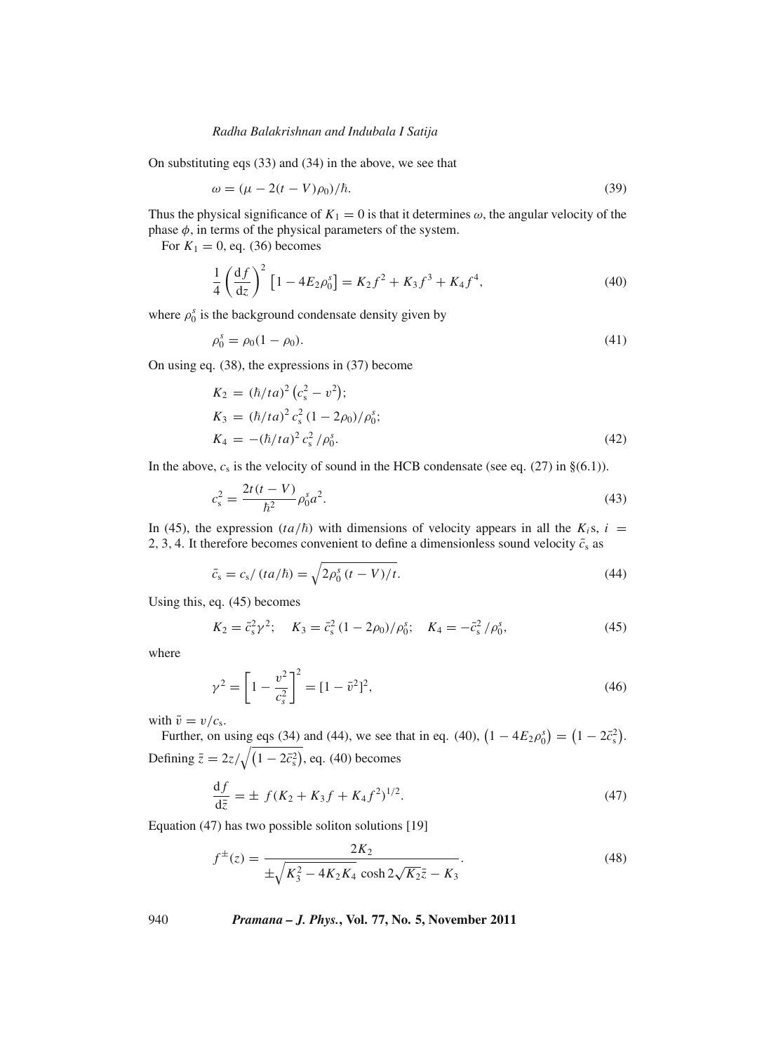On substituting eqs (33) and (34) in the above, we see that

$$\omega = (\mu - 2(t - V)\rho_0)/\hbar. \tag{39}$$

Thus the physical significance of $K_1 = 0$ is that it determines $\omega$, the angular velocity of the phase $\phi$, in terms of the physical parameters of the system.

For $K_1 = 0$, eq. (36) becomes

$$\frac{1}{4}\left(\frac{\mathrm{d}f}{\mathrm{d}z}\right)^2 \left[1 - 4E_2\rho_0^s\right] = K_2 f^2 + K_3 f^3 + K_4 f^4, \tag{40}$$

where $\rho_0^s$ is the background condensate density given by

$$\rho_0^s = \rho_0(1 - \rho_0). \tag{41}$$

On using eq. (38), the expressions in (37) become

$$\begin{aligned}
K_2 &= (\hbar/ta)^2 \left(c_s^2 - v^2\right); \\
K_3 &= (\hbar/ta)^2 \, c_s^2 \,(1 - 2\rho_0)/\rho_0^s; \\
K_4 &= -(\hbar/ta)^2 \, c_s^2 \,/\rho_0^s.
\end{aligned} \tag{42}$$

In the above, $c_s$ is the velocity of sound in the HCB condensate (see eq. (27) in §(6.1)).

$$c_s^2 = \frac{2t(t - V)}{\hbar^2} \rho_0^s a^2. \tag{43}$$

In (45), the expression $(ta/\hbar)$ with dimensions of velocity appears in all the $K_i$s, $i = 2, 3, 4$. It therefore becomes convenient to define a dimensionless sound velocity $\bar{c}_s$ as

$$\bar{c}_s = c_s/\,(ta/\hbar) = \sqrt{2\rho_0^s\,(t - V)/t}. \tag{44}$$

Using this, eq. (45) becomes

$$K_2 = \bar{c}_s^2 \gamma^2; \quad K_3 = \bar{c}_s^2\,(1 - 2\rho_0)/\rho_0^s; \quad K_4 = -\bar{c}_s^2\,/\rho_0^s, \tag{45}$$

where

$$\gamma^2 = \left[1 - \frac{v^2}{c_s^2}\right]^2 = [1 - \bar{v}^2]^2, \tag{46}$$

with $\bar{v} = v/c_s$.

Further, on using eqs (34) and (44), we see that in eq. (40), $\left(1 - 4E_2\rho_0^s\right) = \left(1 - 2\bar{c}_s^2\right)$. Defining $\bar{z} = 2z/\sqrt{\left(1 - 2\bar{c}_s^2\right)}$, eq. (40) becomes

$$\frac{\mathrm{d}f}{\mathrm{d}\bar{z}} = \pm\; f(K_2 + K_3 f + K_4 f^2)^{1/2}. \tag{47}$$

Equation (47) has two possible soliton solutions [19]

$$f^{\pm}(z) = \frac{2K_2}{\pm\sqrt{K_3^2 - 4K_2K_4}\,\cosh 2\sqrt{K_2}\bar{z} - K_3}. \tag{48}$$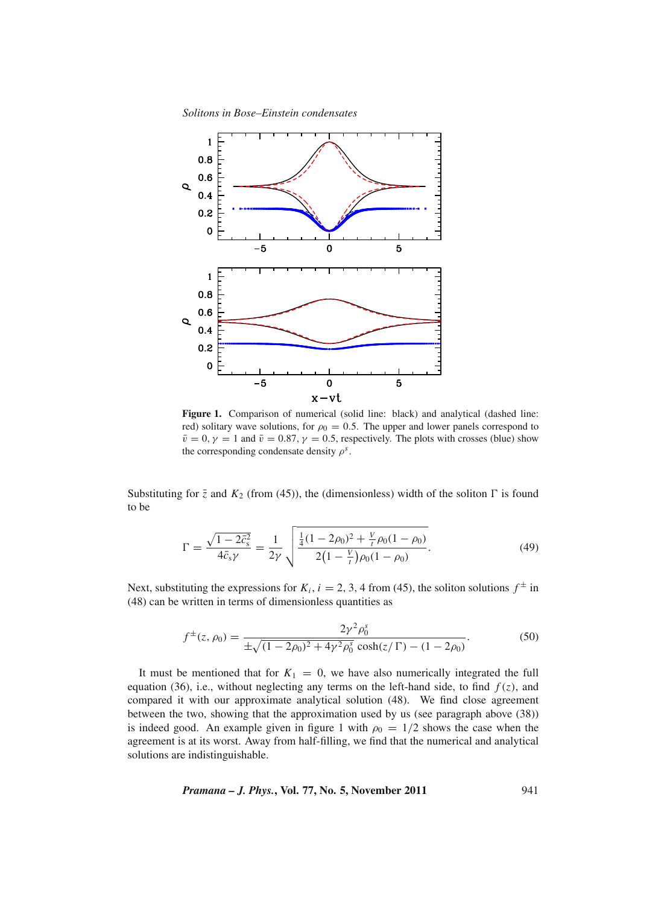**Figure 1.** Comparison of numerical (solid line: black) and analytical (dashed line: red) solitary wave solutions, for $\rho_0 = 0.5$. The upper and lower panels correspond to $\bar{v} = 0$, $\gamma = 1$ and $\bar{v} = 0.87$, $\gamma = 0.5$, respectively. The plots with crosses (blue) show the corresponding condensate density $\rho^s$.

Substituting for $\bar{z}$ and $K_2$ (from (45)), the (dimensionless) width of the soliton $\Gamma$ is found to be

$$\Gamma = \frac{\sqrt{1 - 2\bar{c}_s^2}}{4\bar{c}_s \gamma} = \frac{1}{2\gamma} \sqrt{\frac{\frac{1}{4}(1 - 2\rho_0)^2 + \frac{V}{t}\rho_0(1 - \rho_0)}{2\left(1 - \frac{V}{t}\right)\rho_0(1 - \rho_0)}}. \tag{49}$$

Next, substituting the expressions for $K_i$, $i = 2, 3, 4$ from (45), the soliton solutions $f^{\pm}$ in (48) can be written in terms of dimensionless quantities as

$$f^{\pm}(z, \rho_0) = \frac{2\gamma^2 \rho_0^s}{\pm\sqrt{(1 - 2\rho_0)^2 + 4\gamma^2 \rho_0^s}\,\cosh(z/\Gamma) - (1 - 2\rho_0)}. \tag{50}$$

It must be mentioned that for $K_1 = 0$, we have also numerically integrated the full equation (36), i.e., without neglecting any terms on the left-hand side, to find $f(z)$, and compared it with our approximate analytical solution (48). We find close agreement between the two, showing that the approximation used by us (see paragraph above (38)) is indeed good. An example given in figure 1 with $\rho_0 = 1/2$ shows the case when the agreement is at its worst. Away from half-filling, we find that the numerical and analytical solutions are indistinguishable.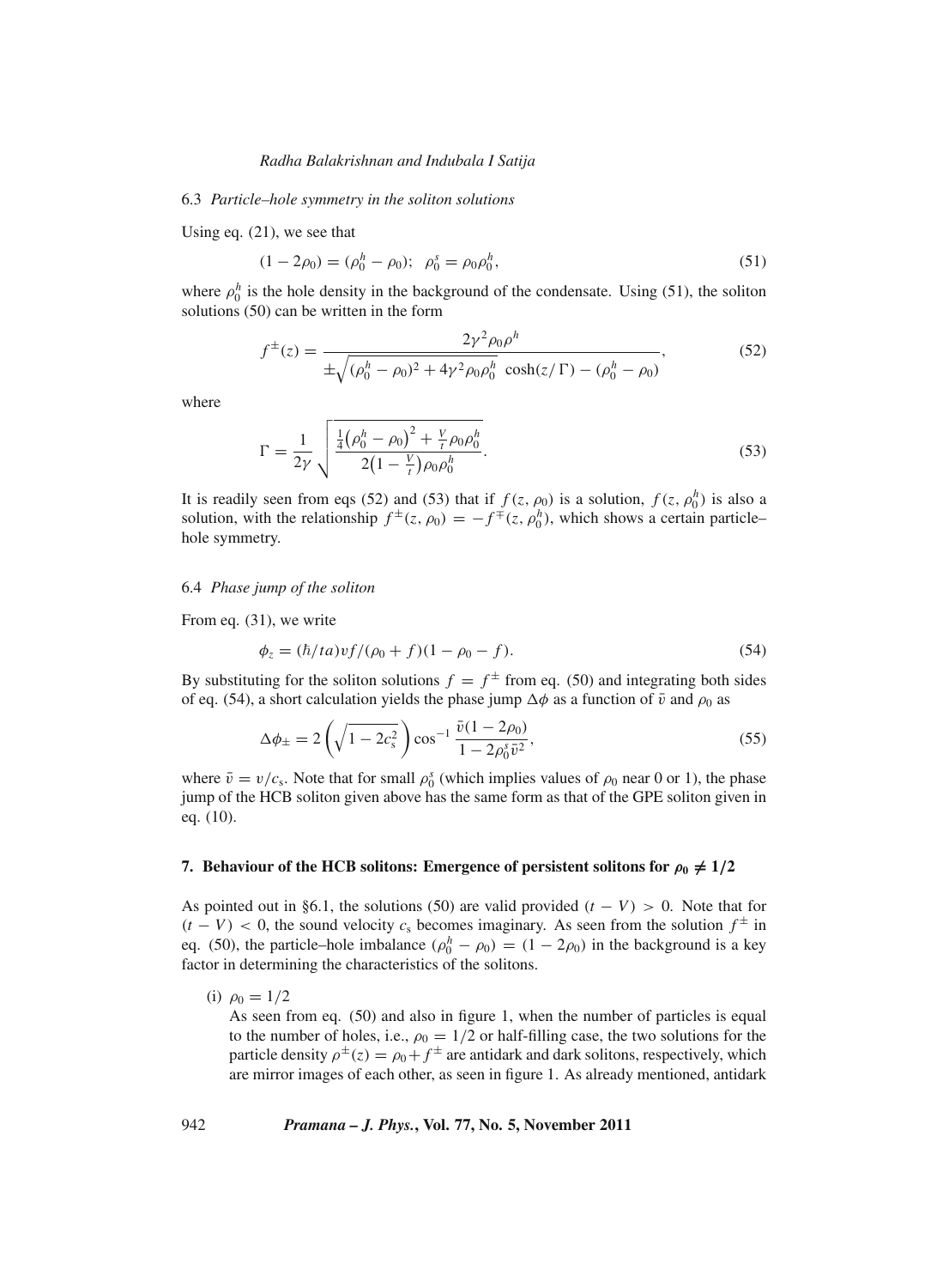### 6.3 *Particle–hole symmetry in the soliton solutions*

Using eq. (21), we see that

$$(1 - 2\rho_0) = (\rho_0^h - \rho_0); \quad \rho_0^s = \rho_0 \rho_0^h, \tag{51}$$

where $\rho_0^h$ is the hole density in the background of the condensate. Using (51), the soliton solutions (50) can be written in the form

$$f^{\pm}(z) = \frac{2\gamma^2 \rho_0 \rho^h}{\pm\sqrt{(\rho_0^h - \rho_0)^2 + 4\gamma^2 \rho_0 \rho_0^h}\ \cosh(z/\Gamma) - (\rho_0^h - \rho_0)}, \tag{52}$$

where

$$\Gamma = \frac{1}{2\gamma} \sqrt{\frac{\frac{1}{4}\left(\rho_0^h - \rho_0\right)^2 + \frac{V}{t}\rho_0 \rho_0^h}{2\left(1 - \frac{V}{t}\right)\rho_0 \rho_0^h}}. \tag{53}$$

It is readily seen from eqs (52) and (53) that if $f(z, \rho_0)$ is a solution, $f(z, \rho_0^h)$ is also a solution, with the relationship $f^{\pm}(z, \rho_0) = -f^{\mp}(z, \rho_0^h)$, which shows a certain particle–hole symmetry.

### 6.4 *Phase jump of the soliton*

From eq. (31), we write

$$\phi_z = (\hbar/ta)vf/(\rho_0 + f)(1 - \rho_0 - f). \tag{54}$$

By substituting for the soliton solutions $f = f^{\pm}$ from eq. (50) and integrating both sides of eq. (54), a short calculation yields the phase jump $\Delta\phi$ as a function of $\bar{v}$ and $\rho_0$ as

$$\Delta\phi_{\pm} = 2\left(\sqrt{1 - 2c_s^2}\right)\cos^{-1}\frac{\bar{v}(1 - 2\rho_0)}{1 - 2\rho_0^s \bar{v}^2}, \tag{55}$$

where $\bar{v} = v/c_s$. Note that for small $\rho_0^s$ (which implies values of $\rho_0$ near 0 or 1), the phase jump of the HCB soliton given above has the same form as that of the GPE soliton given in eq. (10).

## 7. Behaviour of the HCB solitons: Emergence of persistent solitons for $\rho_0 \neq 1/2$

As pointed out in §6.1, the solutions (50) are valid provided $(t - V) > 0$. Note that for $(t - V) < 0$, the sound velocity $c_s$ becomes imaginary. As seen from the solution $f^{\pm}$ in eq. (50), the particle–hole imbalance $(\rho_0^h - \rho_0) = (1 - 2\rho_0)$ in the background is a key factor in determining the characteristics of the solitons.

(i) $\rho_0 = 1/2$

As seen from eq. (50) and also in figure 1, when the number of particles is equal to the number of holes, i.e., $\rho_0 = 1/2$ or half-filling case, the two solutions for the particle density $\rho^{\pm}(z) = \rho_0 + f^{\pm}$ are antidark and dark solitons, respectively, which are mirror images of each other, as seen in figure 1. As already mentioned, antidark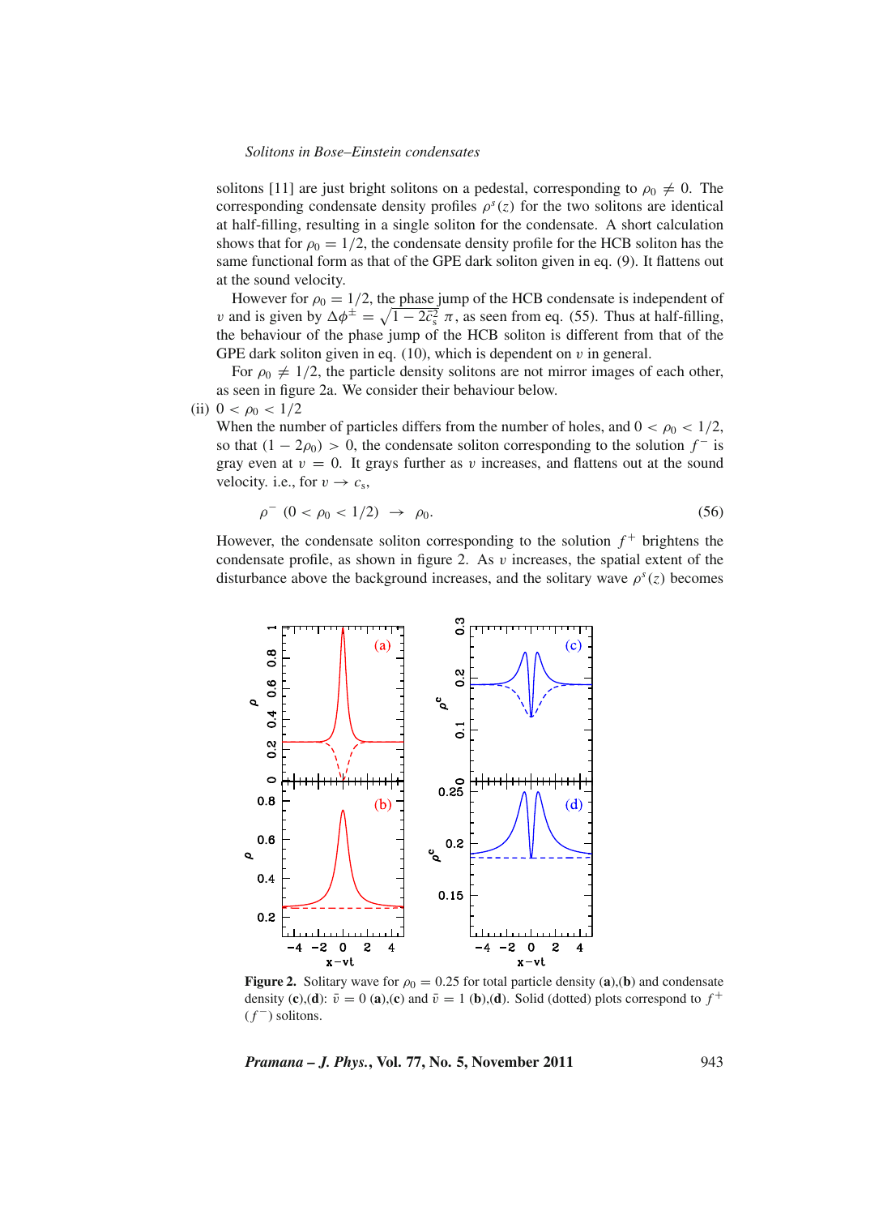solitons [11] are just bright solitons on a pedestal, corresponding to $\rho_0 \neq 0$. The corresponding condensate density profiles $\rho^s(z)$ for the two solitons are identical at half-filling, resulting in a single soliton for the condensate. A short calculation shows that for $\rho_0 = 1/2$, the condensate density profile for the HCB soliton has the same functional form as that of the GPE dark soliton given in eq. (9). It flattens out at the sound velocity.

However for $\rho_0 = 1/2$, the phase jump of the HCB condensate is independent of $v$ and is given by $\Delta\phi^{\pm} = \sqrt{1 - 2\bar{c}_s^2}\,\pi$, as seen from eq. (55). Thus at half-filling, the behaviour of the phase jump of the HCB soliton is different from that of the GPE dark soliton given in eq. (10), which is dependent on $v$ in general.

For $\rho_0 \neq 1/2$, the particle density solitons are not mirror images of each other, as seen in figure 2a. We consider their behaviour below.

(ii) $0 < \rho_0 < 1/2$

When the number of particles differs from the number of holes, and $0 < \rho_0 < 1/2$, so that $(1 - 2\rho_0) > 0$, the condensate soliton corresponding to the solution $f^-$ is gray even at $v = 0$. It grays further as $v$ increases, and flattens out at the sound velocity. i.e., for $v \to c_s$,

$$\rho^- \;\; (0 < \rho_0 < 1/2) \;\; \to \;\; \rho_0. \tag{56}$$

However, the condensate soliton corresponding to the solution $f^+$ brightens the condensate profile, as shown in figure 2. As $v$ increases, the spatial extent of the disturbance above the background increases, and the solitary wave $\rho^s(z)$ becomes

**Figure 2.** Solitary wave for $\rho_0 = 0.25$ for total particle density (**a**),(**b**) and condensate density (**c**),(**d**): $\bar{v} = 0$ (**a**),(**c**) and $\bar{v} = 1$ (**b**),(**d**). Solid (dotted) plots correspond to $f^+$ ($f^-$) solitons.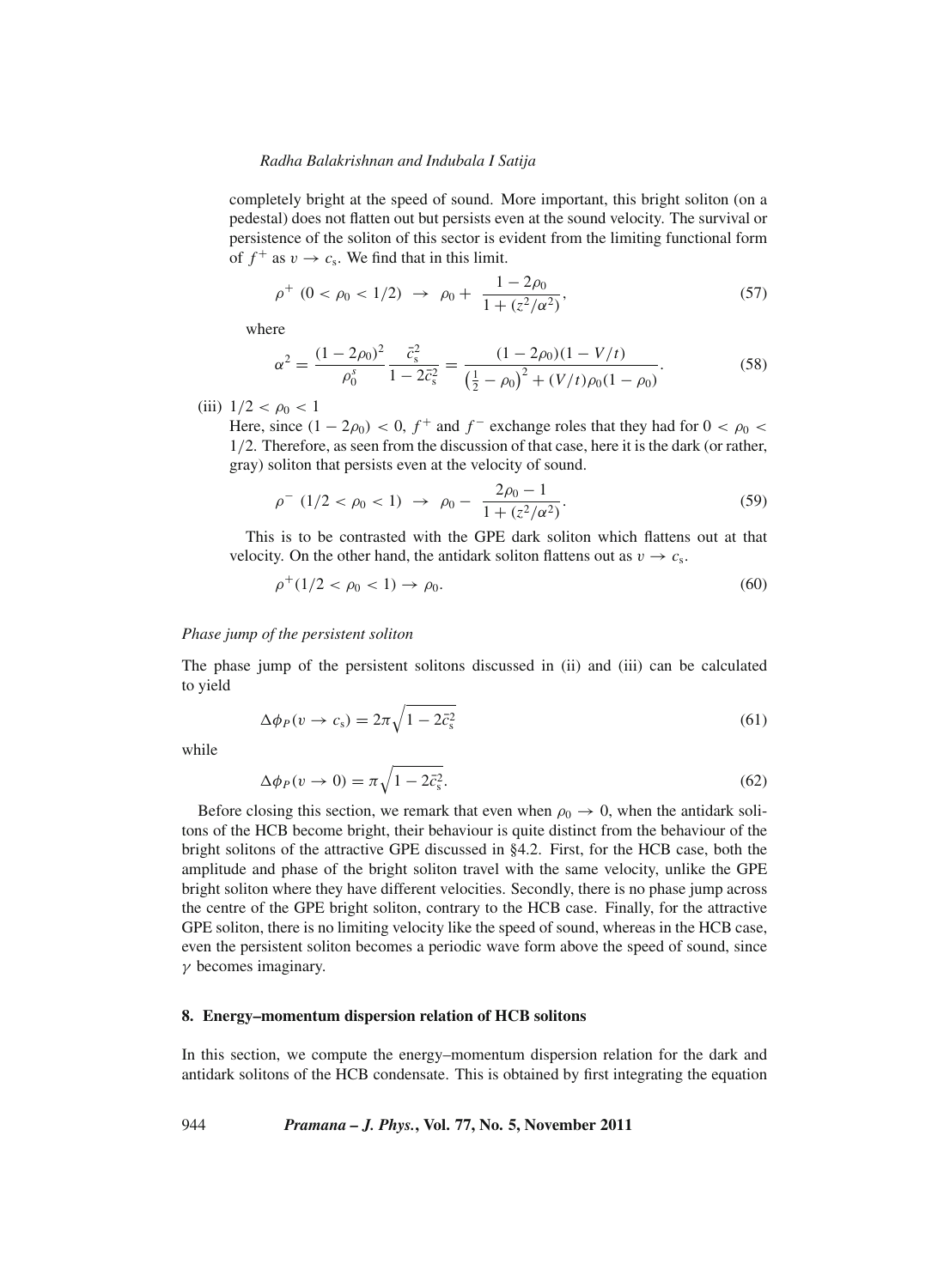completely bright at the speed of sound. More important, this bright soliton (on a pedestal) does not flatten out but persists even at the sound velocity. The survival or persistence of the soliton of this sector is evident from the limiting functional form of $f^+$ as $v \to c_\mathrm{s}$. We find that in this limit.

$$\rho^+ \ (0 < \rho_0 < 1/2) \ \to \ \rho_0 + \ \frac{1 - 2\rho_0}{1 + (z^2/\alpha^2)}, \tag{57}$$

where

$$\alpha^2 = \frac{(1 - 2\rho_0)^2}{\rho_0^s} \frac{\bar{c}_\mathrm{s}^2}{1 - 2\bar{c}_\mathrm{s}^2} = \frac{(1 - 2\rho_0)(1 - V/t)}{\left(\frac{1}{2} - \rho_0\right)^2 + (V/t)\rho_0(1 - \rho_0)}. \tag{58}$$

(iii) $1/2 < \rho_0 < 1$

Here, since $(1 - 2\rho_0) < 0$, $f^+$ and $f^-$ exchange roles that they had for $0 < \rho_0 < 1/2$. Therefore, as seen from the discussion of that case, here it is the dark (or rather, gray) soliton that persists even at the velocity of sound.

$$\rho^- \ (1/2 < \rho_0 < 1) \ \to \ \rho_0 - \ \frac{2\rho_0 - 1}{1 + (z^2/\alpha^2)}. \tag{59}$$

This is to be contrasted with the GPE dark soliton which flattens out at that velocity. On the other hand, the antidark soliton flattens out as $v \to c_\mathrm{s}$.

$$\rho^+(1/2 < \rho_0 < 1) \to \rho_0. \tag{60}$$

*Phase jump of the persistent soliton*

The phase jump of the persistent solitons discussed in (ii) and (iii) can be calculated to yield

$$\Delta\phi_P(v \to c_\mathrm{s}) = 2\pi\sqrt{1 - 2\bar{c}_\mathrm{s}^2} \tag{61}$$

while

$$\Delta\phi_P(v \to 0) = \pi\sqrt{1 - 2\bar{c}_\mathrm{s}^2}. \tag{62}$$

Before closing this section, we remark that even when $\rho_0 \to 0$, when the antidark solitons of the HCB become bright, their behaviour is quite distinct from the behaviour of the bright solitons of the attractive GPE discussed in §4.2. First, for the HCB case, both the amplitude and phase of the bright soliton travel with the same velocity, unlike the GPE bright soliton where they have different velocities. Secondly, there is no phase jump across the centre of the GPE bright soliton, contrary to the HCB case. Finally, for the attractive GPE soliton, there is no limiting velocity like the speed of sound, whereas in the HCB case, even the persistent soliton becomes a periodic wave form above the speed of sound, since $\gamma$ becomes imaginary.

## 8. Energy–momentum dispersion relation of HCB solitons

In this section, we compute the energy–momentum dispersion relation for the dark and antidark solitons of the HCB condensate. This is obtained by first integrating the equation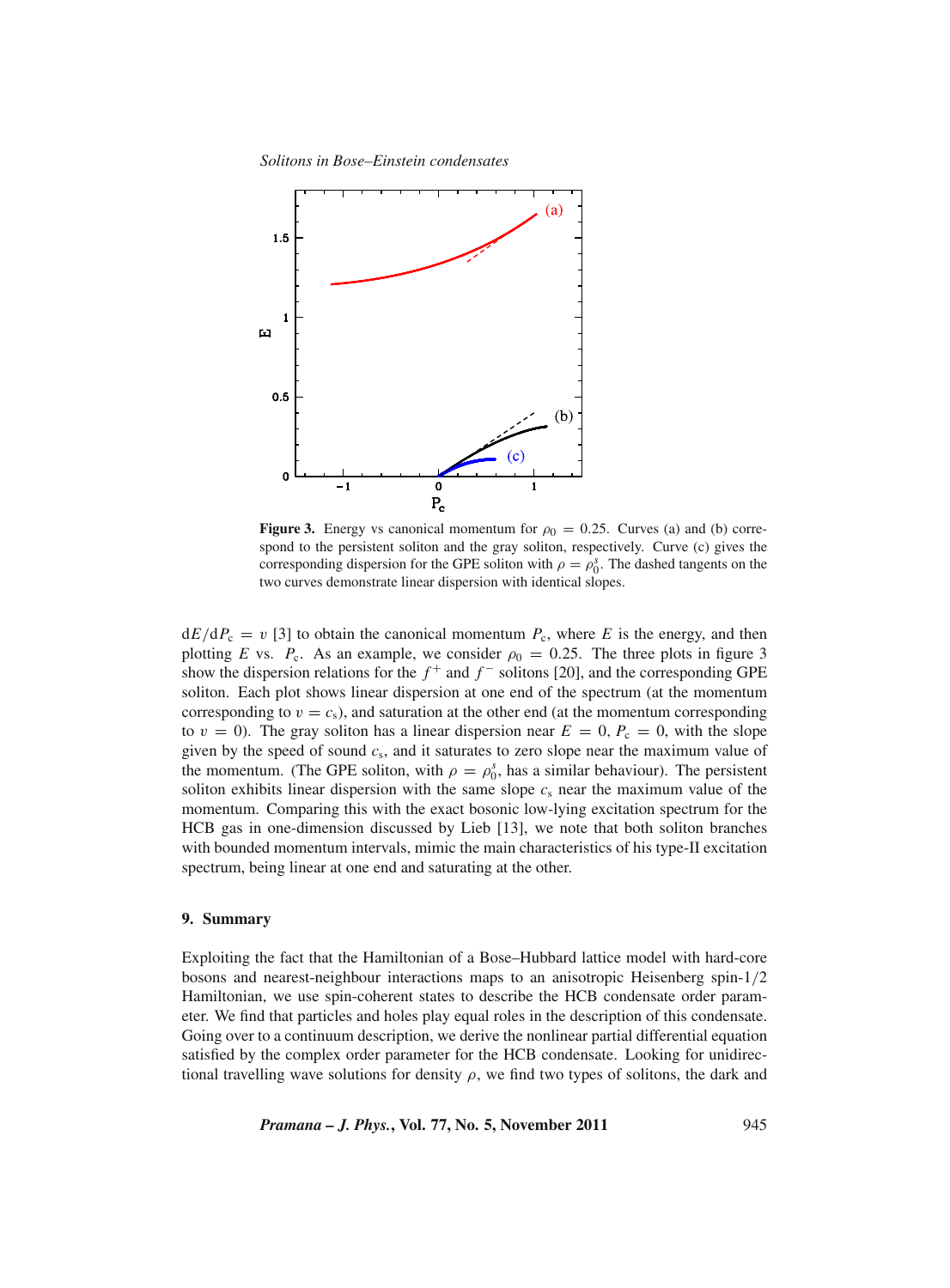**Figure 3.** Energy vs canonical momentum for $\rho_0 = 0.25$. Curves (a) and (b) correspond to the persistent soliton and the gray soliton, respectively. Curve (c) gives the corresponding dispersion for the GPE soliton with $\rho = \rho_0^s$. The dashed tangents on the two curves demonstrate linear dispersion with identical slopes.

$\mathrm{d}E/\mathrm{d}P_c = v$ [3] to obtain the canonical momentum $P_c$, where $E$ is the energy, and then plotting $E$ vs. $P_c$. As an example, we consider $\rho_0 = 0.25$. The three plots in figure 3 show the dispersion relations for the $f^+$ and $f^-$ solitons [20], and the corresponding GPE soliton. Each plot shows linear dispersion at one end of the spectrum (at the momentum corresponding to $v = c_s$), and saturation at the other end (at the momentum corresponding to $v = 0$). The gray soliton has a linear dispersion near $E = 0$, $P_c = 0$, with the slope given by the speed of sound $c_s$, and it saturates to zero slope near the maximum value of the momentum. (The GPE soliton, with $\rho = \rho_0^s$, has a similar behaviour). The persistent soliton exhibits linear dispersion with the same slope $c_s$ near the maximum value of the momentum. Comparing this with the exact bosonic low-lying excitation spectrum for the HCB gas in one-dimension discussed by Lieb [13], we note that both soliton branches with bounded momentum intervals, mimic the main characteristics of his type-II excitation spectrum, being linear at one end and saturating at the other.

## 9. Summary

Exploiting the fact that the Hamiltonian of a Bose–Hubbard lattice model with hard-core bosons and nearest-neighbour interactions maps to an anisotropic Heisenberg spin-1/2 Hamiltonian, we use spin-coherent states to describe the HCB condensate order parameter. We find that particles and holes play equal roles in the description of this condensate. Going over to a continuum description, we derive the nonlinear partial differential equation satisfied by the complex order parameter for the HCB condensate. Looking for unidirectional travelling wave solutions for density $\rho$, we find two types of solitons, the dark and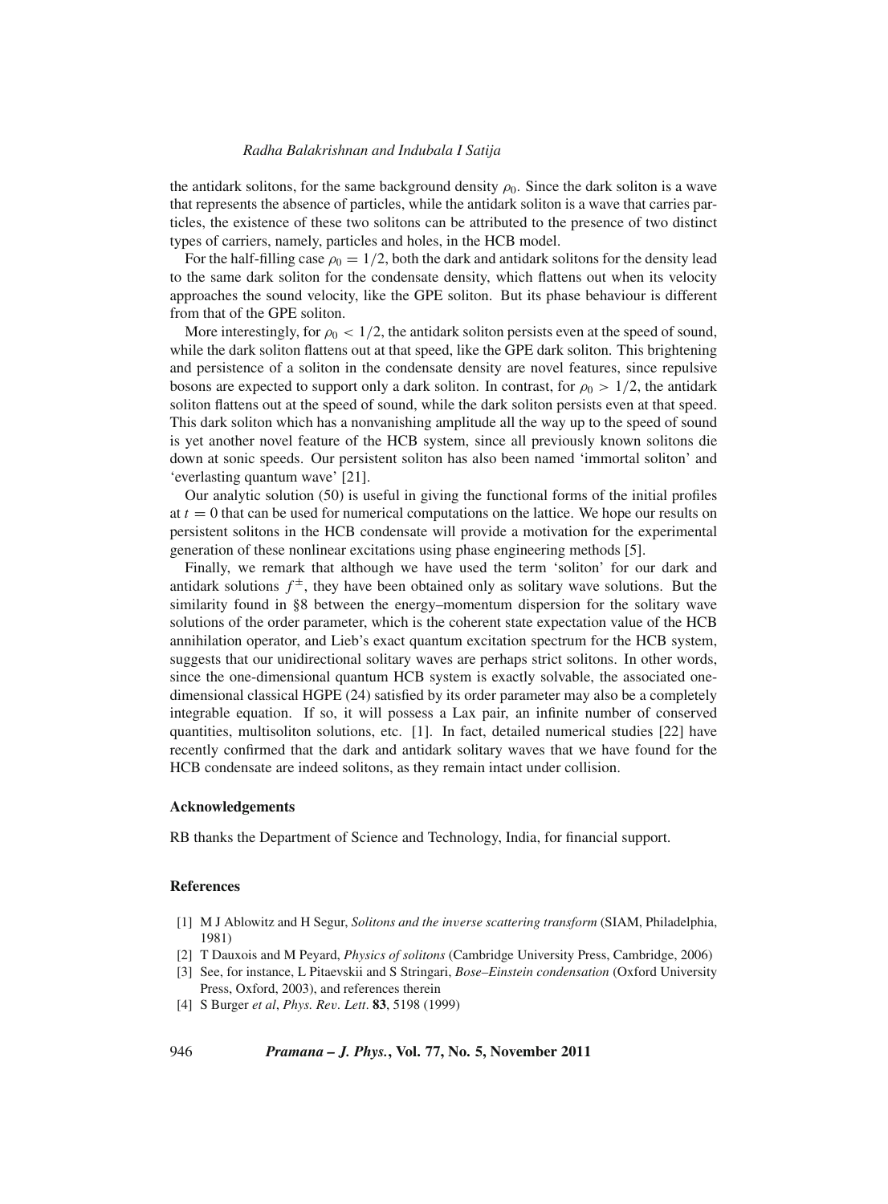the antidark solitons, for the same background density $\rho_0$. Since the dark soliton is a wave that represents the absence of particles, while the antidark soliton is a wave that carries particles, the existence of these two solitons can be attributed to the presence of two distinct types of carriers, namely, particles and holes, in the HCB model.

For the half-filling case $\rho_0 = 1/2$, both the dark and antidark solitons for the density lead to the same dark soliton for the condensate density, which flattens out when its velocity approaches the sound velocity, like the GPE soliton. But its phase behaviour is different from that of the GPE soliton.

More interestingly, for $\rho_0 < 1/2$, the antidark soliton persists even at the speed of sound, while the dark soliton flattens out at that speed, like the GPE dark soliton. This brightening and persistence of a soliton in the condensate density are novel features, since repulsive bosons are expected to support only a dark soliton. In contrast, for $\rho_0 > 1/2$, the antidark soliton flattens out at the speed of sound, while the dark soliton persists even at that speed. This dark soliton which has a nonvanishing amplitude all the way up to the speed of sound is yet another novel feature of the HCB system, since all previously known solitons die down at sonic speeds. Our persistent soliton has also been named 'immortal soliton' and 'everlasting quantum wave' [21].

Our analytic solution (50) is useful in giving the functional forms of the initial profiles at $t = 0$ that can be used for numerical computations on the lattice. We hope our results on persistent solitons in the HCB condensate will provide a motivation for the experimental generation of these nonlinear excitations using phase engineering methods [5].

Finally, we remark that although we have used the term 'soliton' for our dark and antidark solutions $f^{\pm}$, they have been obtained only as solitary wave solutions. But the similarity found in §8 between the energy–momentum dispersion for the solitary wave solutions of the order parameter, which is the coherent state expectation value of the HCB annihilation operator, and Lieb's exact quantum excitation spectrum for the HCB system, suggests that our unidirectional solitary waves are perhaps strict solitons. In other words, since the one-dimensional quantum HCB system is exactly solvable, the associated one-dimensional classical HGPE (24) satisfied by its order parameter may also be a completely integrable equation. If so, it will possess a Lax pair, an infinite number of conserved quantities, multisoliton solutions, etc. [1]. In fact, detailed numerical studies [22] have recently confirmed that the dark and antidark solitary waves that we have found for the HCB condensate are indeed solitons, as they remain intact under collision.

### Acknowledgements

RB thanks the Department of Science and Technology, India, for financial support.

### References

[1] M J Ablowitz and H Segur, *Solitons and the inverse scattering transform* (SIAM, Philadelphia, 1981)

[2] T Dauxois and M Peyard, *Physics of solitons* (Cambridge University Press, Cambridge, 2006)

[3] See, for instance, L Pitaevskii and S Stringari, *Bose–Einstein condensation* (Oxford University Press, Oxford, 2003), and references therein

[4] S Burger *et al*, *Phys. Rev. Lett.* **83**, 5198 (1999)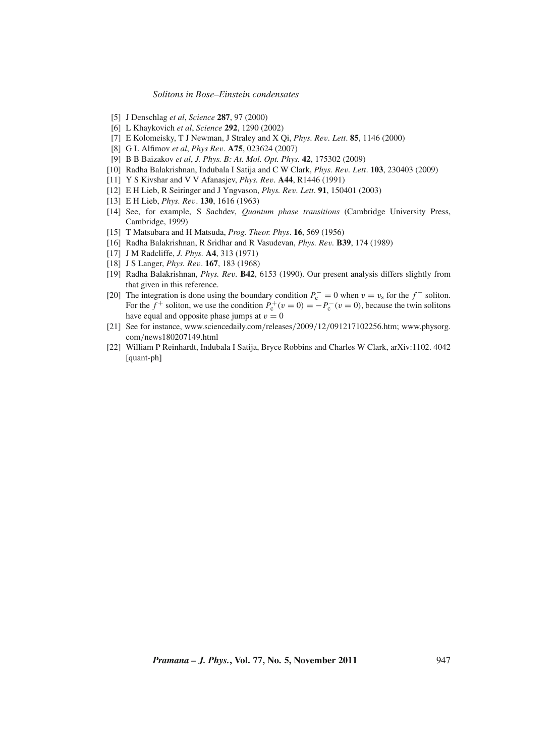[5] J Denschlag *et al*, *Science* **287**, 97 (2000)

[6] L Khaykovich *et al*, *Science* **292**, 1290 (2002)

[7] E Kolomeisky, T J Newman, J Straley and X Qi, *Phys. Rev. Lett.* **85**, 1146 (2000)

[8] G L Alfimov *et al*, *Phys Rev.* **A75**, 023624 (2007)

[9] B B Baizakov *et al*, *J. Phys. B: At. Mol. Opt. Phys.* **42**, 175302 (2009)

[10] Radha Balakrishnan, Indubala I Satija and C W Clark, *Phys. Rev. Lett.* **103**, 230403 (2009)

[11] Y S Kivshar and V V Afanasjev, *Phys. Rev.* **A44**, R1446 (1991)

[12] E H Lieb, R Seiringer and J Yngvason, *Phys. Rev. Lett.* **91**, 150401 (2003)

[13] E H Lieb, *Phys. Rev.* **130**, 1616 (1963)

[14] See, for example, S Sachdev, *Quantum phase transitions* (Cambridge University Press, Cambridge, 1999)

[15] T Matsubara and H Matsuda, *Prog. Theor. Phys.* **16**, 569 (1956)

[16] Radha Balakrishnan, R Sridhar and R Vasudevan, *Phys. Rev.* **B39**, 174 (1989)

[17] J M Radcliffe, *J. Phys.* **A4**, 313 (1971)

[18] J S Langer, *Phys. Rev.* **167**, 183 (1968)

[19] Radha Balakrishnan, *Phys. Rev.* **B42**, 6153 (1990). Our present analysis differs slightly from that given in this reference.

[20] The integration is done using the boundary condition $P_c^- = 0$ when $v = v_s$ for the $f^-$ soliton. For the $f^+$ soliton, we use the condition $P_c^+(v = 0) = -P_c^-(v = 0)$, because the twin solitons have equal and opposite phase jumps at $v = 0$

[21] See for instance, www.sciencedaily.com/releases/2009/12/091217102256.htm; www.physorg.com/news180207149.html

[22] William P Reinhardt, Indubala I Satija, Bryce Robbins and Charles W Clark, arXiv:1102. 4042 [quant-ph]